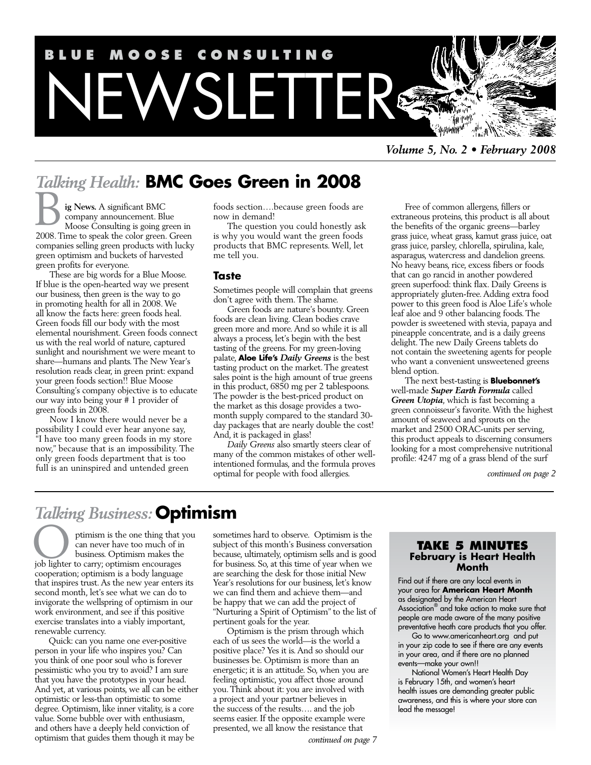# BLUE MOOSE CONSULTING NEWSLETTER

*Volume 5, No. 2 • February 2008*

## *Talking Health:* BMC Goes Green in 2008

**Big News.** A significant BMC company announcement. Blue Moose Consulting is going green in 2008. Time to speak the color green. Green companies selling green products with lucky green optimism and buckets of harvested green profits for everyone.

These are big words for a Blue Moose. If blue is the open-hearted way we present our business, then green is the way to go in promoting health for all in 2008. We all know the facts here: green foods heal. Green foods fill our body with the most elemental nourishment. Green foods connect us with the real world of nature, captured sunlight and nourishment we were meant to share—humans and plants. The New Year's resolution reads clear, in green print: expand your green foods section!! Blue Moose Consulting's company objective is to educate our way into being your # 1 provider of green foods in 2008.

Now I know there would never be a possibility I could ever hear anyone say, "I have too many green foods in my store now," because that is an impossibility. The only green foods department that is too full is an uninspired and untended green foods section….because green foods are now in demand!

The question you could honestly ask is why you would want the green foods products that BMC represents. Well, let me tell you.

### Taste

Sometimes people will complain that greens don't agree with them. The shame.

Green foods are nature's bounty. Green foods are clean living. Clean bodies crave green more and more. And so while it is all always a process, let's begin with the best tasting of the greens. For my green-loving palate, **Aloe Life's** ***Daily Greens*** is the best tasting product on the market. The greatest sales point is the high amount of true greens in this product, 6850 mg per 2 tablespoons. The powder is the best-priced product on the market as this dosage provides a two-month supply compared to the standard 30-day packages that are nearly double the cost! And, it is packaged in glass!

*Daily Greens* also smartly steers clear of many of the common mistakes of other well-intentioned formulas, and the formula proves optimal for people with food allergies.

Free of common allergens, fillers or extraneous proteins, this product is all about the benefits of the organic greens—barley grass juice, wheat grass, kamut grass juice, oat grass juice, parsley, chlorella, spirulina, kale, asparagus, watercress and dandelion greens. No heavy beans, rice, excess fibers or foods that can go rancid in another powdered green superfood: think flax. Daily Greens is appropriately gluten-free. Adding extra food power to this green food is Aloe Life's whole leaf aloe and 9 other balancing foods. The powder is sweetened with stevia, papaya and pineapple concentrate, and is a daily greens delight. The new Daily Greens tablets do not contain the sweetening agents for people who want a convenient unsweetened greens blend option.

The next best-tasting is **Bluebonnet's** well-made ***Super Earth Formula*** called ***Green Utopia***, which is fast becoming a green connoisseur's favorite. With the highest amount of seaweed and sprouts on the market and 2500 ORAC-units per serving, this product appeals to discerning consumers looking for a most comprehensive nutritional profile: 4247 mg of a grass blend of the surf

*continued on page 2*

## *Talking Business:* Optimism

Optimism is the one thing that you can never have too much of in business. Optimism makes the job lighter to carry; optimism encourages cooperation; optimism is a body language that inspires trust. As the new year enters its second month, let's see what we can do to invigorate the wellspring of optimism in our work environment, and see if this positive exercise translates into a viably important, renewable currency.

Quick: can you name one ever-positive person in your life who inspires you? Can you think of one poor soul who is forever pessimistic who you try to avoid? I am sure that you have the prototypes in your head. And yet, at various points, we all can be either optimistic or less-than optimistic to some degree. Optimism, like inner vitality, is a core value. Some bubble over with enthusiasm, and others have a deeply held conviction of optimism that guides them though it may be sometimes hard to observe. Optimism is the subject of this month's Business conversation because, ultimately, optimism sells and is good for business. So, at this time of year when we are searching the desk for those initial New Year's resolutions for our business, let's know we can find them and achieve them—and be happy that we can add the project of "Nurturing a Spirit of Optimism" to the list of pertinent goals for the year.

Optimism is the prism through which each of us sees the world—is the world a positive place? Yes it is. And so should our businesses be. Optimism is more than an energetic; it is an attitude. So, when you are feeling optimistic, you affect those around you. Think about it: you are involved with a project and your partner believes in the success of the results…. and the job seems easier. If the opposite example were presented, we all know the resistance that

*continued on page 7*

### TAKE 5 MINUTES
#### February is Heart Health Month

Find out if there are any local events in your area for **American Heart Month** as designated by the American Heart Association® and take action to make sure that people are made aware of the many positive preventative heath care products that you offer.

Go to www.americanheart.org and put in your zip code to see if there are any events in your area, and if there are no planned events—make your own!!

National Women's Heart Health Day is February 15th, and women's heart health issues are demanding greater public awareness, and this is where your store can lead the message!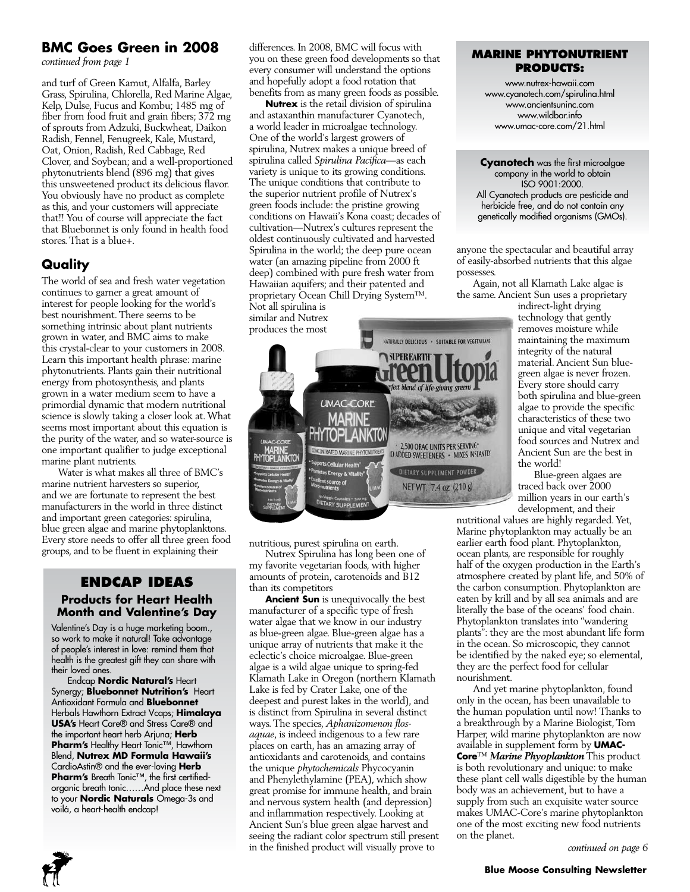## BMC Goes Green in 2008

*continued from page 1*

and turf of Green Kamut, Alfalfa, Barley Grass, Spirulina, Chlorella, Red Marine Algae, Kelp, Dulse, Fucus and Kombu; 1485 mg of fiber from food fruit and grain fibers; 372 mg of sprouts from Adzuki, Buckwheat, Daikon Radish, Fennel, Fenugreek, Kale, Mustard, Oat, Onion, Radish, Red Cabbage, Red Clover, and Soybean; and a well-proportioned phytonutrients blend (896 mg) that gives this unsweetened product its delicious flavor. You obviously have no product as complete as this, and your customers will appreciate that!! You of course will appreciate the fact that Bluebonnet is only found in health food stores. That is a blue+.

## Quality

The world of sea and fresh water vegetation continues to garner a great amount of interest for people looking for the world's best nourishment. There seems to be something intrinsic about plant nutrients grown in water, and BMC aims to make this crystal-clear to your customers in 2008. Learn this important health phrase: marine phytonutrients. Plants gain their nutritional energy from photosynthesis, and plants grown in a water medium seem to have a primordial dynamic that modern nutritional science is slowly taking a closer look at. What seems most important about this equation is the purity of the water, and so water-source is one important qualifier to judge exceptional marine plant nutrients.

Water is what makes all three of BMC's marine nutrient harvesters so superior, and we are fortunate to represent the best manufacturers in the world in three distinct and important green categories: spirulina, blue green algae and marine phytoplanktons. Every store needs to offer all three green food groups, and to be fluent in explaining their differences. In 2008, BMC will focus with you on these green food developments so that every consumer will understand the options and hopefully adopt a food rotation that benefits from as many green foods as possible.

**Nutrex** is the retail division of spirulina and astaxanthin manufacturer Cyanotech, a world leader in microalgae technology. One of the world's largest growers of spirulina, Nutrex makes a unique breed of spirulina called *Spirulina Pacifica*—as each variety is unique to its growing conditions. The unique conditions that contribute to the superior nutrient profile of Nutrex's green foods include: the pristine growing conditions on Hawaii's Kona coast; decades of cultivation—Nutrex's cultures represent the oldest continuously cultivated and harvested Spirulina in the world; the deep pure ocean water (an amazing pipeline from 2000 ft deep) combined with pure fresh water from Hawaiian aquifers; and their patented and proprietary Ocean Chill Drying System™. Not all spirulina is similar and Nutrex produces the most nutritious, purest spirulina on earth.

Nutrex Spirulina has long been one of my favorite vegetarian foods, with higher amounts of protein, carotenoids and B12 than its competitors

**Ancient Sun** is unequivocally the best manufacturer of a specific type of fresh water algae that we know in our industry as blue-green algae. Blue-green algae has a unique array of nutrients that make it the eclectic's choice microalgae. Blue-green algae is a wild algae unique to spring-fed Klamath Lake in Oregon (northern Klamath Lake is fed by Crater Lake, one of the deepest and purest lakes in the world), and is distinct from Spirulina in several distinct ways. The species, *Aphanizomenon flos-aquae*, is indeed indigenous to a few rare places on earth, has an amazing array of antioxidants and carotenoids, and contains the unique *phytochemicals* Phycocyanin and Phenylethylamine (PEA), which show great promise for immune health, and brain and nervous system health (and depression) and inflammation respectively. Looking at Ancient Sun's blue green algae harvest and seeing the radiant color spectrum still present in the finished product will visually prove to anyone the spectacular and beautiful array of easily-absorbed nutrients that this algae possesses.

Again, not all Klamath Lake algae is the same. Ancient Sun uses a proprietary indirect-light drying technology that gently removes moisture while maintaining the maximum integrity of the natural material. Ancient Sun blue-green algae is never frozen. Every store should carry both spirulina and blue-green algae to provide the specific characteristics of these two unique and vital vegetarian food sources and Nutrex and Ancient Sun are the best in the world!

Blue-green algaes are traced back over 2000 million years in our earth's development, and their nutritional values are highly regarded. Yet, Marine phytoplankton may actually be an earlier earth food plant. Phytoplankton, ocean plants, are responsible for roughly half of the oxygen production in the Earth's atmosphere created by plant life, and 50% of the carbon consumption. Phytoplankton are eaten by krill and by all sea animals and are literally the base of the oceans' food chain. Phytoplankton translates into "wandering plants": they are the most abundant life form in the ocean. So microscopic, they cannot be identified by the naked eye; so elemental, they are the perfect food for cellular nourishment.

And yet marine phytoplankton, found only in the ocean, has been unavailable to the human population until now! Thanks to a breakthrough by a Marine Biologist, Tom Harper, wild marine phytoplankton are now available in supplement form by **UMAC-Core**™ ***Marine Phyoplankton*** This product is both revolutionary and unique: to make these plant cell walls digestible by the human body was an achievement, but to have a supply from such an exquisite water source makes UMAC-Core's marine phytoplankton one of the most exciting new food nutrients on the planet.

*continued on page 6*

### MARINE PHYTONUTRIENT PRODUCTS:

www.nutrex-hawaii.com
www.cyanotech.com/spirulina.html
www.ancientsuninc.com
www.wildbar.info
www.umac-core.com/21.html

**Cyanotech** was the first microalgae company in the world to obtain ISO 9001:2000. All Cyanotech products are pesticide and herbicide free, and do not contain any genetically modified organisms (GMOs).

### ENDCAP IDEAS

#### Products for Heart Health Month and Valentine's Day

Valentine's Day is a huge marketing boom., so work to make it natural! Take advantage of people's interest in love: remind them that health is the greatest gift they can share with their loved ones.

Endcap **Nordic Natural's** Heart Synergy; **Bluebonnet Nutrition's** Heart Antioxidant Formula and **Bluebonnet** Herbals Hawthorn Extract Vcaps; **Himalaya USA's** Heart Care® and Stress Care® and the important heart herb Arjuna; **Herb Pharm's** Healthy Heart Tonic™, Hawthorn Blend, **Nutrex MD Formula Hawaii's** CardioAstin® and the ever-loving **Herb Pharm's** Breath Tonic™, the first certified-organic breath tonic……And place these next to your **Nordic Naturals** Omega-3s and voilá, a heart-health endcap!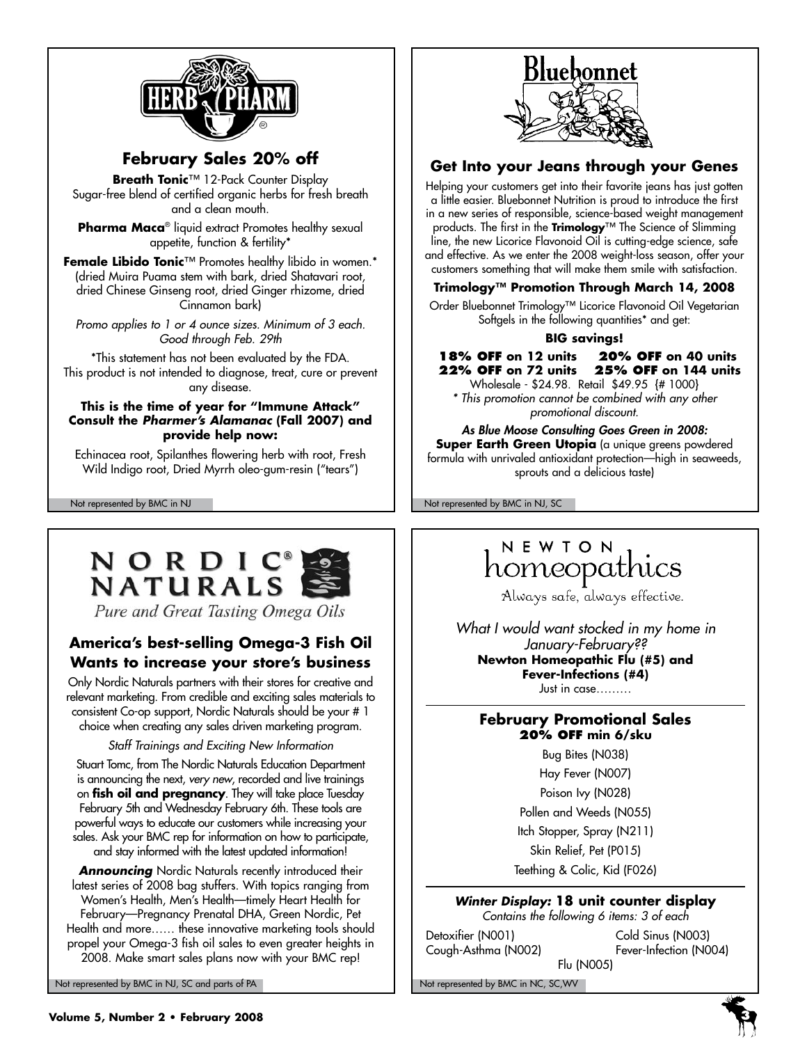## HERB PHARM

### February Sales 20% off

**Breath Tonic**™ 12-Pack Counter Display
Sugar-free blend of certified organic herbs for fresh breath and a clean mouth.

**Pharma Maca**® liquid extract Promotes healthy sexual appetite, function & fertility*

**Female Libido Tonic**™ Promotes healthy libido in women.* (dried Muira Puama stem with bark, dried Shatavari root, dried Chinese Ginseng root, dried Ginger rhizome, dried Cinnamon bark)

*Promo applies to 1 or 4 ounce sizes. Minimum of 3 each. Good through Feb. 29th*

*This statement has not been evaluated by the FDA. This product is not intended to diagnose, treat, cure or prevent any disease.

**This is the time of year for "Immune Attack" Consult the *Pharmer's Alamanac* (Fall 2007) and provide help now:**

Echinacea root, Spilanthes flowering herb with root, Fresh Wild Indigo root, Dried Myrrh oleo-gum-resin ("tears")

Not represented by BMC in NJ

## Bluebonnet

### Get Into your Jeans through your Genes

Helping your customers get into their favorite jeans has just gotten a little easier. Bluebonnet Nutrition is proud to introduce the first in a new series of responsible, science-based weight management products. The first in the **Trimology**™ The Science of Slimming line, the new Licorice Flavonoid Oil is cutting-edge science, safe and effective. As we enter the 2008 weight-loss season, offer your customers something that will make them smile with satisfaction.

**Trimology™ Promotion Through March 14, 2008**

Order Bluebonnet Trimology™ Licorice Flavonoid Oil Vegetarian Softgels in the following quantities* and get:

**BIG savings!**

**18% OFF on 12 units** **20% OFF on 40 units**
**22% OFF on 72 units** **25% OFF on 144 units**

Wholesale - $24.98. Retail $49.95 {# 1000}

*\* This promotion cannot be combined with any other promotional discount.*

***As Blue Moose Consulting Goes Green in 2008:***
**Super Earth Green Utopia** (a unique greens powdered formula with unrivaled antioxidant protection—high in seaweeds, sprouts and a delicious taste)

Not represented by BMC in NJ, SC

## NORDIC® NATURALS

*Pure and Great Tasting Omega Oils*

### America's best-selling Omega-3 Fish Oil Wants to increase your store's business

Only Nordic Naturals partners with their stores for creative and relevant marketing. From credible and exciting sales materials to consistent Co-op support, Nordic Naturals should be your # 1 choice when creating any sales driven marketing program.

*Staff Trainings and Exciting New Information*

Stuart Tomc, from The Nordic Naturals Education Department is announcing the next, *very new*, recorded and live trainings on **fish oil and pregnancy**. They will take place Tuesday February 5th and Wednesday February 6th. These tools are powerful ways to educate our customers while increasing your sales. Ask your BMC rep for information on how to participate, and stay informed with the latest updated information!

***Announcing*** Nordic Naturals recently introduced their latest series of 2008 bag stuffers. With topics ranging from Women's Health, Men's Health—timely Heart Health for February—Pregnancy Prenatal DHA, Green Nordic, Pet Health and more…… these innovative marketing tools should propel your Omega-3 fish oil sales to even greater heights in 2008. Make smart sales plans now with your BMC rep!

Not represented by BMC in NJ, SC and parts of PA

## NEWTON homeopathics

Always safe, always effective.

*What I would want stocked in my home in January-February??*
**Newton Homeopathic Flu (#5) and Fever-Infections (#4)**
Just in case………

### February Promotional Sales
**20% OFF min 6/sku**

Bug Bites (N038)
Hay Fever (N007)
Poison Ivy (N028)
Pollen and Weeds (N055)
Itch Stopper, Spray (N211)
Skin Relief, Pet (P015)
Teething & Colic, Kid (F026)

***Winter Display:* 18 unit counter display**
*Contains the following 6 items: 3 of each*

Detoxifier (N001)
Cold Sinus (N003)
Cough-Asthma (N002)
Fever-Infection (N004)
Flu (N005)

Not represented by BMC in NC, SC,WV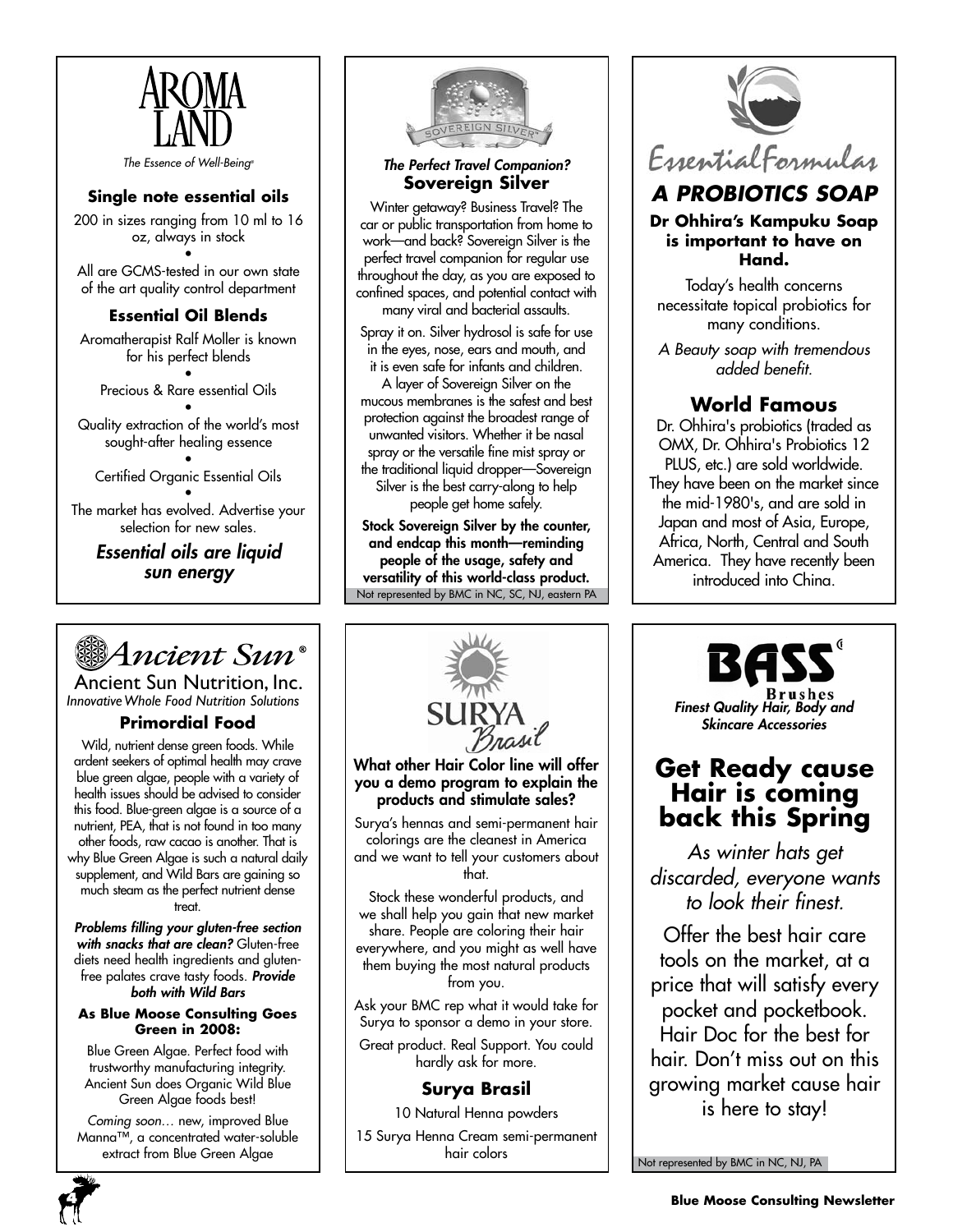# AROMA LAND

*The Essence of Well-Being®*

### Single note essential oils

200 in sizes ranging from 10 ml to 16 oz, always in stock

•

All are GCMS-tested in our own state of the art quality control department

### Essential Oil Blends

Aromatherapist Ralf Moller is known for his perfect blends

•

Precious & Rare essential Oils

•

Quality extraction of the world's most sought-after healing essence

•

Certified Organic Essential Oils

•

The market has evolved. Advertise your selection for new sales.

***Essential oils are liquid sun energy***

---

*The Perfect Travel Companion?*

### Sovereign Silver

Winter getaway? Business Travel? The car or public transportation from home to work—and back? Sovereign Silver is the perfect travel companion for regular use throughout the day, as you are exposed to confined spaces, and potential contact with many viral and bacterial assaults.

Spray it on. Silver hydrosol is safe for use in the eyes, nose, ears and mouth, and it is even safe for infants and children. A layer of Sovereign Silver on the mucous membranes is the safest and best protection against the broadest range of unwanted visitors. Whether it be nasal spray or the versatile fine mist spray or the traditional liquid dropper—Sovereign Silver is the best carry-along to help people get home safely.

**Stock Sovereign Silver by the counter, and endcap this month—reminding people of the usage, safety and versatility of this world-class product.**

Not represented by BMC in NC, SC, NJ, eastern PA

---

# Essential Formulas

## *A PROBIOTICS SOAP*

**Dr Ohhira's Kampuku Soap is important to have on Hand.**

Today's health concerns necessitate topical probiotics for many conditions.

*A Beauty soap with tremendous added benefit.*

### World Famous

Dr. Ohhira's probiotics (traded as OMX, Dr. Ohhira's Probiotics 12 PLUS, etc.) are sold worldwide. They have been on the market since the mid-1980's, and are sold in Japan and most of Asia, Europe, Africa, North, Central and South America. They have recently been introduced into China.

---

# Ancient Sun®

Ancient Sun Nutrition, Inc.

*Innovative Whole Food Nutrition Solutions*

### Primordial Food

Wild, nutrient dense green foods. While ardent seekers of optimal health may crave blue green algae, people with a variety of health issues should be advised to consider this food. Blue-green algae is a source of a nutrient, PEA, that is not found in too many other foods, raw cacao is another. That is why Blue Green Algae is such a natural daily supplement, and Wild Bars are gaining so much steam as the perfect nutrient dense treat.

***Problems filling your gluten-free section with snacks that are clean?*** Gluten-free diets need health ingredients and gluten-free palates crave tasty foods. ***Provide both with Wild Bars***

**As Blue Moose Consulting Goes Green in 2008:**

Blue Green Algae. Perfect food with trustworthy manufacturing integrity. Ancient Sun does Organic Wild Blue Green Algae foods best!

*Coming soon…* new, improved Blue Manna™, a concentrated water-soluble extract from Blue Green Algae

---

# SURYA Brasil

**What other Hair Color line will offer you a demo program to explain the products and stimulate sales?**

Surya's hennas and semi-permanent hair colorings are the cleanest in America and we want to tell your customers about that.

Stock these wonderful products, and we shall help you gain that new market share. People are coloring their hair everywhere, and you might as well have them buying the most natural products from you.

Ask your BMC rep what it would take for Surya to sponsor a demo in your store.

Great product. Real Support. You could hardly ask for more.

### Surya Brasil

10 Natural Henna powders

15 Surya Henna Cream semi-permanent hair colors

---

# BASS Brushes

***Finest Quality Hair, Body and Skincare Accessories***

## Get Ready cause Hair is coming back this Spring

*As winter hats get discarded, everyone wants to look their finest.*

Offer the best hair care tools on the market, at a price that will satisfy every pocket and pocketbook. Hair Doc for the best for hair. Don't miss out on this growing market cause hair is here to stay!

Not represented by BMC in NC, NJ, PA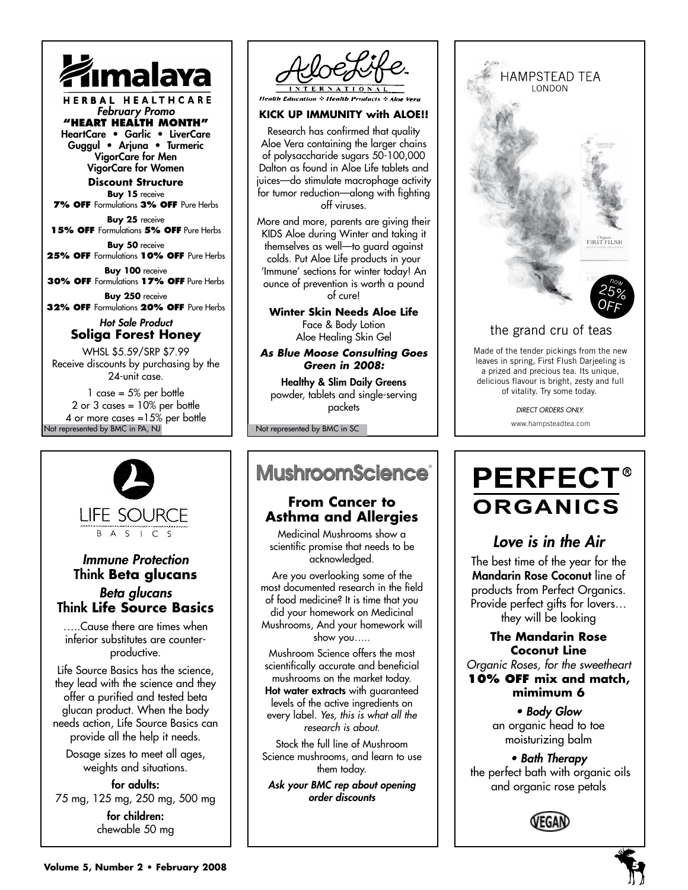# Himalaya

**HERBAL HEALTHCARE**

*February Promo*

**"HEART HEALTH MONTH"**

HeartCare • Garlic • LiverCare
Guggul • Arjuna • Turmeric
VigorCare for Men
VigorCare for Women

**Discount Structure**

**Buy 15** receive
**7% OFF** Formulations **3% OFF** Pure Herbs

**Buy 25** receive
**15% OFF** Formulations **5% OFF** Pure Herbs

**Buy 50** receive
**25% OFF** Formulations **10% OFF** Pure Herbs

**Buy 100** receive
**30% OFF** Formulations **17% OFF** Pure Herbs

**Buy 250** receive
**32% OFF** Formulations **20% OFF** Pure Herbs

*Hot Sale Product*

**Soliga Forest Honey**

WHSL $5.59/SRP $7.99
Receive discounts by purchasing by the 24-unit case.

1 case = 5% per bottle
2 or 3 cases = 10% per bottle
4 or more cases =15% per bottle

Not represented by BMC in PA, NJ

---

# AloeLife International

*Health Education ❖ Health Products ❖ Aloe Vera*

**KICK UP IMMUNITY with ALOE!!**

Research has confirmed that quality Aloe Vera containing the larger chains of polysaccharide sugars 50-100,000 Dalton as found in Aloe Life tablets and juices—do stimulate macrophage activity for tumor reduction—along with fighting off viruses.

More and more, parents are giving their KIDS Aloe during Winter and taking it themselves as well—to guard against colds. Put Aloe Life products in your 'Immune' sections for winter today! An ounce of prevention is worth a pound of cure!

**Winter Skin Needs Aloe Life**

Face & Body Lotion
Aloe Healing Skin Gel

***As Blue Moose Consulting Goes Green in 2008:***

**Healthy & Slim Daily Greens**
powder, tablets and single-serving packets

Not represented by BMC in SC

---

# HAMPSTEAD TEA

LONDON

now 25% OFF

the grand cru of teas

Made of the tender pickings from the new leaves in spring, First Flush Darjeeling is a prized and precious tea. Its unique, delicious flavour is bright, zesty and full of vitality. Try some today.

*DIRECT ORDERS ONLY.*

www.hampsteadtea.com

---

# LIFE SOURCE BASICS

*Immune Protection*

**Think Beta glucans**

*Beta glucans*

**Think Life Source Basics**

…..Cause there are times when inferior substitutes are counter-productive.

Life Source Basics has the science, they lead with the science and they offer a purified and tested beta glucan product. When the body needs action, Life Source Basics can provide all the help it needs.

Dosage sizes to meet all ages, weights and situations.

**for adults:**
75 mg, 125 mg, 250 mg, 500 mg

**for children:**
chewable 50 mg

---

# MushroomScience®

## From Cancer to Asthma and Allergies

Medicinal Mushrooms show a scientific promise that needs to be acknowledged.

Are you overlooking some of the most documented research in the field of food medicine? It is time that you did your homework on Medicinal Mushrooms, And your homework will show you…..

Mushroom Science offers the most scientifically accurate and beneficial mushrooms on the market today. **Hot water extracts** with guaranteed levels of the active ingredients on every label. *Yes, this is what all the research is about.*

Stock the full line of Mushroom Science mushrooms, and learn to use them today.

***Ask your BMC rep about opening order discounts***

---

# PERFECT® ORGANICS

## *Love is in the Air*

The best time of the year for the **Mandarin Rose Coconut** line of products from Perfect Organics. Provide perfect gifts for lovers… they will be looking

**The Mandarin Rose Coconut Line**

*Organic Roses, for the sweetheart*

**10% OFF mix and match, mimimum 6**

***• Body Glow***
an organic head to toe moisturizing balm

***• Bath Therapy***
the perfect bath with organic oils and organic rose petals

VEGAN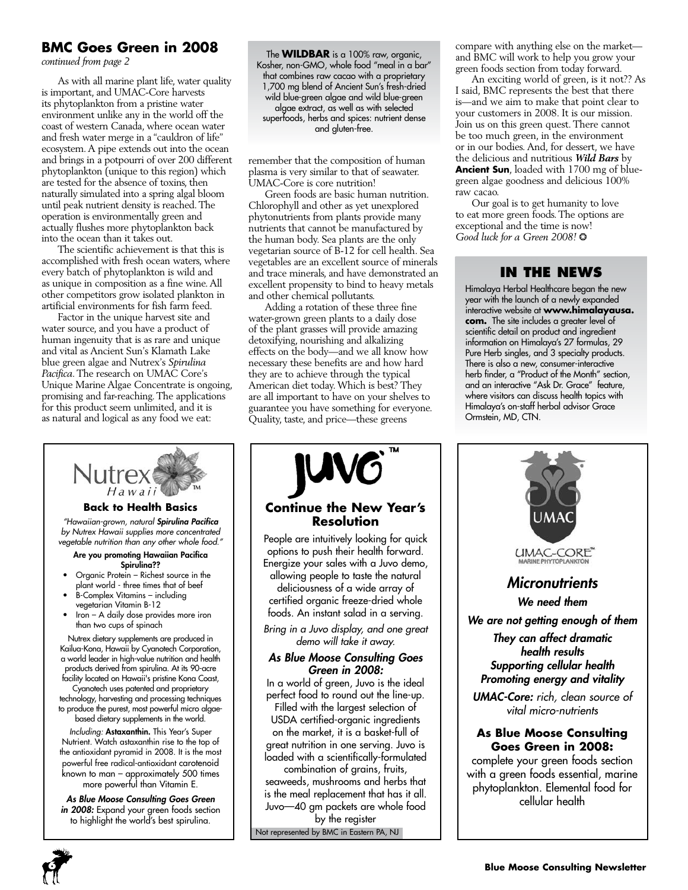## BMC Goes Green in 2008

*continued from page 2*

As with all marine plant life, water quality is important, and UMAC-Core harvests its phytoplankton from a pristine water environment unlike any in the world off the coast of western Canada, where ocean water and fresh water merge in a "cauldron of life" ecosystem. A pipe extends out into the ocean and brings in a potpourri of over 200 different phytoplankton (unique to this region) which are tested for the absence of toxins, then naturally simulated into a spring algal bloom until peak nutrient density is reached. The operation is environmentally green and actually flushes more phytoplankton back into the ocean than it takes out.

The scientific achievement is that this is accomplished with fresh ocean waters, where every batch of phytoplankton is wild and as unique in composition as a fine wine. All other competitors grow isolated plankton in artificial environments for fish farm feed.

Factor in the unique harvest site and water source, and you have a product of human ingenuity that is as rare and unique and vital as Ancient Sun's Klamath Lake blue green algae and Nutrex's *Spirulina Pacifica*. The research on UMAC Core's Unique Marine Algae Concentrate is ongoing, promising and far-reaching. The applications for this product seem unlimited, and it is as natural and logical as any food we eat: remember that the composition of human plasma is very similar to that of seawater. UMAC-Core is core nutrition!

Green foods are basic human nutrition. Chlorophyll and other as yet unexplored phytonutrients from plants provide many nutrients that cannot be manufactured by the human body. Sea plants are the only vegetarian source of B-12 for cell health. Sea vegetables are an excellent source of minerals and trace minerals, and have demonstrated an excellent propensity to bind to heavy metals and other chemical pollutants.

Adding a rotation of these three fine water-grown green plants to a daily dose of the plant grasses will provide amazing detoxifying, nourishing and alkalizing effects on the body—and we all know how necessary these benefits are and how hard they are to achieve through the typical American diet today. Which is best? They are all important to have on your shelves to guarantee you have something for everyone. Quality, taste, and price—these greens compare with anything else on the market—and BMC will work to help you grow your green foods section from today forward.

An exciting world of green, is it not?? As I said, BMC represents the best that there is—and we aim to make that point clear to your customers in 2008. It is our mission. Join us on this green quest. There cannot be too much green, in the environment or in our bodies. And, for dessert, we have the delicious and nutritious ***Wild Bars*** by **Ancient Sun**, loaded with 1700 mg of blue-green algae goodness and delicious 100% raw cacao.

Our goal is to get humanity to love to eat more green foods. The options are exceptional and the time is now!
*Good luck for a Green 2008!* ✪

The **WILDBAR** is a 100% raw, organic, Kosher, non-GMO, whole food "meal in a bar" that combines raw cacao with a proprietary 1,700 mg blend of Ancient Sun's fresh-dried wild blue-green algae and wild blue-green algae extract, as well as with selected superfoods, herbs and spices: nutrient dense and gluten-free.

## IN THE NEWS

Himalaya Herbal Healthcare began the new year with the launch of a newly expanded interactive website at **www.himalayausa.com.** The site includes a greater level of scientific detail on product and ingredient information on Himalaya's 27 formulas, 29 Pure Herb singles, and 3 specialty products. There is also a new, consumer-interactive herb finder, a "Product of the Month" section, and an interactive "Ask Dr. Grace" feature, where visitors can discuss health topics with Himalaya's on-staff herbal advisor Grace Ormstein, MD, CTN.

---

Nutrex Hawaii™

### Back to Health Basics

*"Hawaiian-grown, natural **Spirulina Pacifica** by Nutrex Hawaii supplies more concentrated vegetable nutrition than any other whole food."*

**Are you promoting Hawaiian Pacifica Spirulina??**

- Organic Protein – Richest source in the plant world - three times that of beef
- B-Complex Vitamins – including vegetarian Vitamin B-12
- Iron – A daily dose provides more iron than two cups of spinach

Nutrex dietary supplements are produced in Kailua-Kona, Hawaii by Cyanotech Corporation, a world leader in high-value nutrition and health products derived from spirulina. At its 90-acre facility located on Hawaii's pristine Kona Coast, Cyanotech uses patented and proprietary technology, harvesting and processing techniques to produce the purest, most powerful micro algae-based dietary supplements in the world.

*Including:* **Astaxanthin.** This Year's Super Nutrient. Watch astaxanthin rise to the top of the antioxidant pyramid in 2008. It is the most powerful free radical-antioxidant carotenoid known to man – approximately 500 times more powerful than Vitamin E.

***As Blue Moose Consulting Goes Green in 2008:*** Expand your green foods section to highlight the world's best spirulina.

---

JUVO™

### Continue the New Year's Resolution

People are intuitively looking for quick options to push their health forward. Energize your sales with a Juvo demo, allowing people to taste the natural deliciousness of a wide array of certified organic freeze-dried whole foods. An instant salad in a serving.

*Bring in a Juvo display, and one great demo will take it away.*

***As Blue Moose Consulting Goes Green in 2008:***

In a world of green, Juvo is the ideal perfect food to round out the line-up. Filled with the largest selection of USDA certified-organic ingredients on the market, it is a basket-full of great nutrition in one serving. Juvo is loaded with a scientifically-formulated combination of grains, fruits, seaweeds, mushrooms and herbs that is the meal replacement that has it all. Juvo—40 gm packets are whole food by the register

Not represented by BMC in Eastern PA, NJ

---

UMAC

UMAC-CORE™ MARINE PHYTOPLANKTON

### *Micronutrients*

***We need them***

***We are not getting enough of them***

***They can affect dramatic health results***
***Supporting cellular health***
***Promoting energy and vitality***

***UMAC-Core:*** *rich, clean source of vital micro-nutrients*

**As Blue Moose Consulting Goes Green in 2008:**

complete your green foods section with a green foods essential, marine phytoplankton. Elemental food for cellular health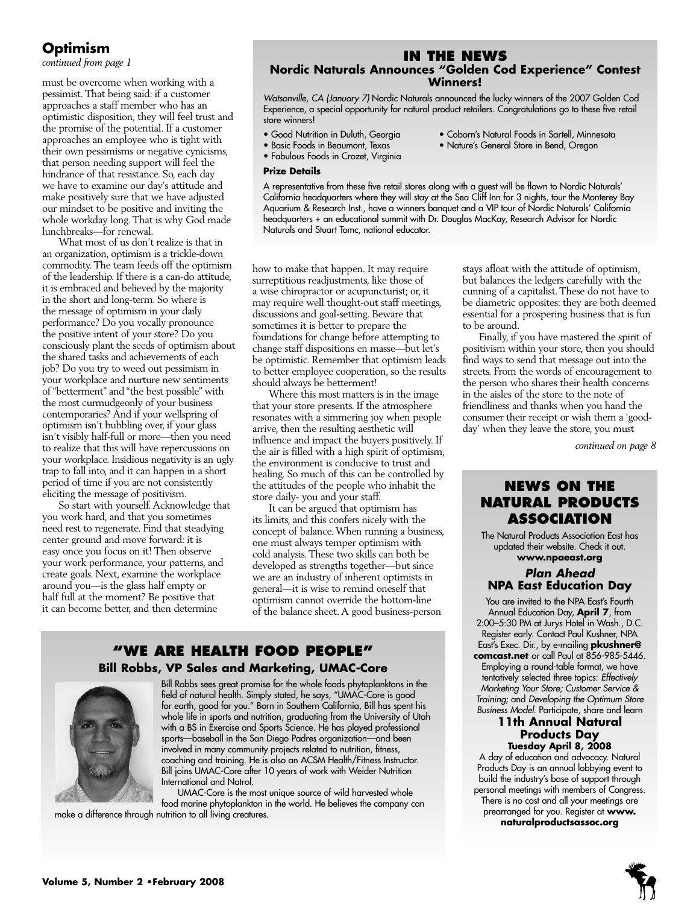## Optimism

*continued from page 1*

must be overcome when working with a pessimist. That being said: if a customer approaches a staff member who has an optimistic disposition, they will feel trust and the promise of the potential. If a customer approaches an employee who is tight with their own pessimisms or negative cynicisms, that person needing support will feel the hindrance of that resistance. So, each day we have to examine our day's attitude and make positively sure that we have adjusted our mindset to be positive and inviting the whole workday long. That is why God made lunchbreaks—for renewal.

What most of us don't realize is that in an organization, optimism is a trickle-down commodity. The team feeds off the optimism of the leadership. If there is a can-do attitude, it is embraced and believed by the majority in the short and long-term. So where is the message of optimism in your daily performance? Do you vocally pronounce the positive intent of your store? Do you consciously plant the seeds of optimism about the shared tasks and achievements of each job? Do you try to weed out pessimism in your workplace and nurture new sentiments of "betterment" and "the best possible" with the most curmudgeonly of your business contemporaries? And if your wellspring of optimism isn't bubbling over, if your glass isn't visibly half-full or more—then you need to realize that this will have repercussions on your workplace. Insidious negativity is an ugly trap to fall into, and it can happen in a short period of time if you are not consistently eliciting the message of positivism.

So start with yourself. Acknowledge that you work hard, and that you sometimes need rest to regenerate. Find that steadying center ground and move forward: it is easy once you focus on it! Then observe your work performance, your patterns, and create goals. Next, examine the workplace around you—is the glass half empty or half full at the moment? Be positive that it can become better, and then determine how to make that happen. It may require surreptitious readjustments, like those of a wise chiropractor or acupuncturist; or, it may require well thought-out staff meetings, discussions and goal-setting. Beware that sometimes it is better to prepare the foundations for change before attempting to change staff dispositions en masse—but let's be optimistic. Remember that optimism leads to better employee cooperation, so the results should always be betterment!

Where this most matters is in the image that your store presents. If the atmosphere resonates with a simmering joy when people arrive, then the resulting aesthetic will influence and impact the buyers positively. If the air is filled with a high spirit of optimism, the environment is conducive to trust and healing. So much of this can be controlled by the attitudes of the people who inhabit the store daily- you and your staff.

It can be argued that optimism has its limits, and this confers nicely with the concept of balance. When running a business, one must always temper optimism with cold analysis. These two skills can both be developed as strengths together—but since we are an industry of inherent optimists in general—it is wise to remind oneself that optimism cannot override the bottom-line of the balance sheet. A good business-person stays afloat with the attitude of optimism, but balances the ledgers carefully with the cunning of a capitalist. These do not have to be diametric opposites: they are both deemed essential for a prospering business that is fun to be around.

Finally, if you have mastered the spirit of positivism within your store, then you should find ways to send that message out into the streets. From the words of encouragement to the person who shares their health concerns in the aisles of the store to the note of friendliness and thanks when you hand the consumer their receipt or wish them a 'good-day' when they leave the store, you must

*continued on page 8*

## IN THE NEWS

### Nordic Naturals Announces "Golden Cod Experience" Contest Winners!

*Watsonville, CA (January 7)* Nordic Naturals announced the lucky winners of the 2007 Golden Cod Experience, a special opportunity for natural product retailers. Congratulations go to these five retail store winners!

- Good Nutrition in Duluth, Georgia
- Basic Foods in Beaumont, Texas
- Fabulous Foods in Crozet, Virginia
- Coborn's Natural Foods in Sartell, Minnesota
- Nature's General Store in Bend, Oregon

**Prize Details**

A representative from these five retail stores along with a guest will be flown to Nordic Naturals' California headquarters where they will stay at the Sea Cliff Inn for 3 nights, tour the Monterey Bay Aquarium & Research Inst., have a winners banquet and a VIP tour of Nordic Naturals' California headquarters + an educational summit with Dr. Douglas MacKay, Research Advisor for Nordic Naturals and Stuart Tomc, national educator.

## "WE ARE HEALTH FOOD PEOPLE"

### Bill Robbs, VP Sales and Marketing, UMAC-Core

Bill Robbs sees great promise for the whole foods phytoplanktons in the field of natural health. Simply stated, he says, "UMAC-Core is good for earth, good for you." Born in Southern California, Bill has spent his whole life in sports and nutrition, graduating from the University of Utah with a BS in Exercise and Sports Science. He has played professional sports—baseball in the San Diego Padres organization—and been involved in many community projects related to nutrition, fitness, coaching and training. He is also an ACSM Health/Fitness Instructor. Bill joins UMAC-Core after 10 years of work with Weider Nutrition International and Natrol.

UMAC-Core is the most unique source of wild harvested whole food marine phytoplankton in the world. He believes the company can make a difference through nutrition to all living creatures.

## NEWS ON THE NATURAL PRODUCTS ASSOCIATION

The Natural Products Association East has updated their website. Check it out. **www.npaeast.org**

### *Plan Ahead* NPA East Education Day

You are invited to the NPA East's Fourth Annual Education Day, **April 7**, from 2:00–5:30 PM at Jurys Hotel in Wash., D.C. Register early. Contact Paul Kushner, NPA East's Exec. Dir., by e-mailing **pkushner@comcast.net** or call Paul at 856-985-5446. Employing a round-table format, we have tentatively selected three topics: *Effectively Marketing Your Store; Customer Service & Training;* and *Developing the Optimum Store Business Model.* Participate, share and learn

### 11th Annual Natural Products Day

**Tuesday April 8, 2008**

A day of education and advocacy. Natural Products Day is an annual lobbying event to build the industry's base of support through personal meetings with members of Congress. There is no cost and all your meetings are prearranged for you. Register at **www.naturalproductsassoc.org**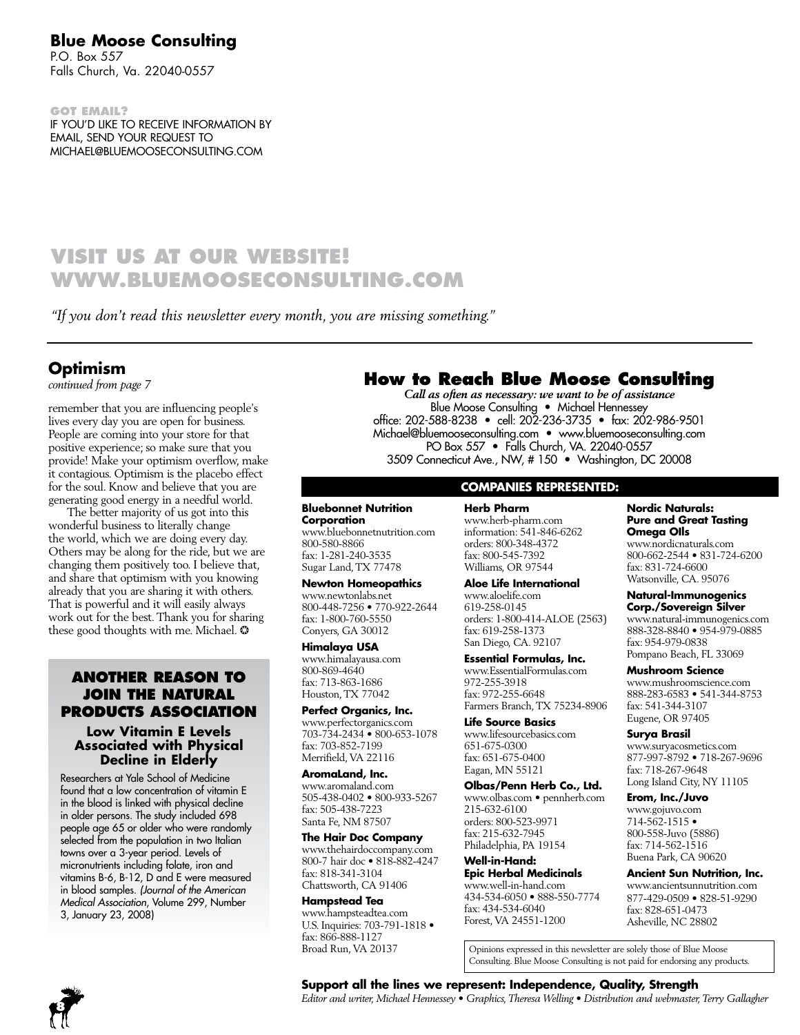**Blue Moose Consulting**
P.O. Box 557
Falls Church, Va. 22040-0557

**GOT EMAIL?**
IF YOU'D LIKE TO RECEIVE INFORMATION BY EMAIL, SEND YOUR REQUEST TO MICHAEL@BLUEMOOSECONSULTING.COM

## VISIT US AT OUR WEBSITE! WWW.BLUEMOOSECONSULTING.COM

*"If you don't read this newsletter every month, you are missing something."*

## Optimism

*continued from page 7*

remember that you are influencing people's lives every day you are open for business. People are coming into your store for that positive experience; so make sure that you provide! Make your optimism overflow, make it contagious. Optimism is the placebo effect for the soul. Know and believe that you are generating good energy in a needful world.

The better majority of us got into this wonderful business to literally change the world, which we are doing every day. Others may be along for the ride, but we are changing them positively too. I believe that, and share that optimism with you knowing already that you are sharing it with others. That is powerful and it will easily always work out for the best. Thank you for sharing these good thoughts with me. Michael. ✪

### ANOTHER REASON TO JOIN THE NATURAL PRODUCTS ASSOCIATION

**Low Vitamin E Levels Associated with Physical Decline in Elderly**

Researchers at Yale School of Medicine found that a low concentration of vitamin E in the blood is linked with physical decline in older persons. The study included 698 people age 65 or older who were randomly selected from the population in two Italian towns over a 3-year period. Levels of micronutrients including folate, iron and vitamins B-6, B-12, D and E were measured in blood samples. *(Journal of the American Medical Association*, Volume 299, Number 3, January 23, 2008)

## How to Reach Blue Moose Consulting

***Call as often as necessary: we want to be of assistance***
Blue Moose Consulting • Michael Hennessey
office: 202-588-8238 • cell: 202-236-3735 • fax: 202-986-9501
Michael@bluemooseconsulting.com • www.bluemooseconsulting.com
PO Box 557 • Falls Church, VA. 22040-0557
3509 Connecticut Ave., NW, # 150 • Washington, DC 20008

### COMPANIES REPRESENTED:

**Bluebonnet Nutrition Corporation**
www.bluebonnetnutrition.com
800-580-8866
fax: 1-281-240-3535
Sugar Land, TX 77478

**Newton Homeopathics**
www.newtonlabs.net
800-448-7256 • 770-922-2644
fax: 1-800-760-5550
Conyers, GA 30012

**Himalaya USA**
www.himalayausa.com
800-869-4640
fax: 713-863-1686
Houston, TX 77042

**Perfect Organics, Inc.**
www.perfectorganics.com
703-734-2434 • 800-653-1078
fax: 703-852-7199
Merrifield, VA 22116

**AromaLand, Inc.**
www.aromaland.com
505-438-0402 • 800-933-5267
fax: 505-438-7223
Santa Fe, NM 87507

**The Hair Doc Company**
www.thehairdoccompany.com
800-7 hair doc • 818-882-4247
fax: 818-341-3104
Chattsworth, CA 91406

**Hampstead Tea**
www.hampsteadtea.com
U.S. Inquiries: 703-791-1818 •
fax: 866-888-1127
Broad Run, VA 20137

**Herb Pharm**
www.herb-pharm.com
information: 541-846-6262
orders: 800-348-4372
fax: 800-545-7392
Williams, OR 97544

**Aloe Life International**
www.aloelife.com
619-258-0145
orders: 1-800-414-ALOE (2563)
fax: 619-258-1373
San Diego, CA. 92107

**Essential Formulas, Inc.**
www.EssentialFormulas.com
972-255-3918
fax: 972-255-6648
Farmers Branch, TX 75234-8906

**Life Source Basics**
www.lifesourcebasics.com
651-675-0300
fax: 651-675-0400
Eagan, MN 55121

**Olbas/Penn Herb Co., Ltd.**
www.olbas.com • pennherb.com
215-632-6100
orders: 800-523-9971
fax: 215-632-7945
Philadelphia, PA 19154

**Well-in-Hand: Epic Herbal Medicinals**
www.well-in-hand.com
434-534-6050 • 888-550-7774
fax: 434-534-6040
Forest, VA 24551-1200

**Nordic Naturals: Pure and Great Tasting Omega Oils**
www.nordicnaturals.com
800-662-2544 • 831-724-6200
fax: 831-724-6600
Watsonville, CA. 95076

**Natural-Immunogenics Corp./Sovereign Silver**
www.natural-immunogenics.com
888-328-8840 • 954-979-0885
fax: 954-979-0838
Pompano Beach, FL 33069

**Mushroom Science**
www.mushroomscience.com
888-283-6583 • 541-344-8753
fax: 541-344-3107
Eugene, OR 97405

**Surya Brasil**
www.suryacosmetics.com
877-997-8792 • 718-267-9696
fax: 718-267-9648
Long Island City, NY 11105

**Erom, Inc./Juvo**
www.gojuvo.com
714-562-1515 •
800-558-Juvo (5886)
fax: 714-562-1516
Buena Park, CA 90620

**Ancient Sun Nutrition, Inc.**
www.ancientsunnutrition.com
877-429-0509 • 828-51-9290
fax: 828-651-0473
Asheville, NC 28802

Opinions expressed in this newsletter are solely those of Blue Moose Consulting. Blue Moose Consulting is not paid for endorsing any products.

**Support all the lines we represent: Independence, Quality, Strength**
*Editor and writer, Michael Hennessey • Graphics, Theresa Welling • Distribution and webmaster, Terry Gallagher*